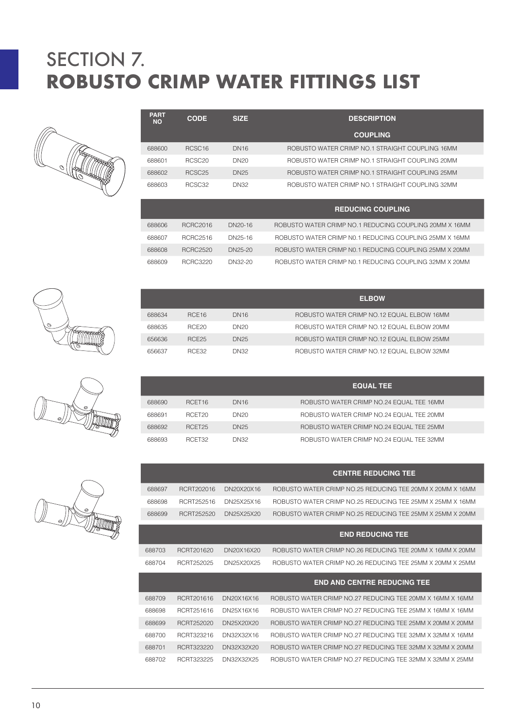# SECTION 7.
# ROBUSTO CRIMP WATER FITTINGS LIST

| PART NO | CODE | SIZE | DESCRIPTION |
|---|---|---|---|
| | | | **COUPLING** |
| 688600 | RCSC16 | DN16 | ROBUSTO WATER CRIMP NO.1 STRAIGHT COUPLING 16MM |
| 688601 | RCSC20 | DN20 | ROBUSTO WATER CRIMP NO.1 STRAIGHT COUPLING 20MM |
| 688602 | RCSC25 | DN25 | ROBUSTO WATER CRIMP NO.1 STRAIGHT COUPLING 25MM |
| 688603 | RCSC32 | DN32 | ROBUSTO WATER CRIMP NO.1 STRAIGHT COUPLING 32MM |
| | | | **REDUCING COUPLING** |
| 688606 | RCRC2016 | DN20-16 | ROBUSTO WATER CRIMP NO.1 REDUCING COUPLING 20MM X 16MM |
| 688607 | RCRC2516 | DN25-16 | ROBUSTO WATER CRIMP N0.1 REDUCING COUPLING 25MM X 16MM |
| 688608 | RCRC2520 | DN25-20 | ROBUSTO WATER CRIMP N0.1 REDUCING COUPLING 25MM X 20MM |
| 688609 | RCRC3220 | DN32-20 | ROBUSTO WATER CRIMP N0.1 REDUCING COUPLING 32MM X 20MM |
| | | | **ELBOW** |
| 688634 | RCE16 | DN16 | ROBUSTO WATER CRIMP NO.12 EQUAL ELBOW 16MM |
| 688635 | RCE20 | DN20 | ROBUSTO WATER CRIMP NO.12 EQUAL ELBOW 20MM |
| 656636 | RCE25 | DN25 | ROBUSTO WATER CRIMP NO.12 EQUAL ELBOW 25MM |
| 656637 | RCE32 | DN32 | ROBUSTO WATER CRIMP NO.12 EQUAL ELBOW 32MM |
| | | | **EQUAL TEE** |
| 688690 | RCET16 | DN16 | ROBUSTO WATER CRIMP NO.24 EQUAL TEE 16MM |
| 688691 | RCET20 | DN20 | ROBUSTO WATER CRIMP NO.24 EQUAL TEE 20MM |
| 688692 | RCET25 | DN25 | ROBUSTO WATER CRIMP NO.24 EQUAL TEE 25MM |
| 688693 | RCET32 | DN32 | ROBUSTO WATER CRIMP NO.24 EQUAL TEE 32MM |
| | | | **CENTRE REDUCING TEE** |
| 688697 | RCRT202016 | DN20X20X16 | ROBUSTO WATER CRIMP NO.25 REDUCING TEE 20MM X 20MM X 16MM |
| 688698 | RCRT252516 | DN25X25X16 | ROBUSTO WATER CRIMP NO.25 REDUCING TEE 25MM X 25MM X 16MM |
| 688699 | RCRT252520 | DN25X25X20 | ROBUSTO WATER CRIMP NO.25 REDUCING TEE 25MM X 25MM X 20MM |
| | | | **END REDUCING TEE** |
| 688703 | RCRT201620 | DN20X16X20 | ROBUSTO WATER CRIMP NO.26 REDUCING TEE 20MM X 16MM X 20MM |
| 688704 | RCRT252025 | DN25X20X25 | ROBUSTO WATER CRIMP NO.26 REDUCING TEE 25MM X 20MM X 25MM |
| | | | **END AND CENTRE REDUCING TEE** |
| 688709 | RCRT201616 | DN20X16X16 | ROBUSTO WATER CRIMP NO.27 REDUCING TEE 20MM X 16MM X 16MM |
| 688698 | RCRT251616 | DN25X16X16 | ROBUSTO WATER CRIMP NO.27 REDUCING TEE 25MM X 16MM X 16MM |
| 688699 | RCRT252020 | DN25X20X20 | ROBUSTO WATER CRIMP NO.27 REDUCING TEE 25MM X 20MM X 20MM |
| 688700 | RCRT323216 | DN32X32X16 | ROBUSTO WATER CRIMP NO.27 REDUCING TEE 32MM X 32MM X 16MM |
| 688701 | RCRT323220 | DN32X32X20 | ROBUSTO WATER CRIMP NO.27 REDUCING TEE 32MM X 32MM X 20MM |
| 688702 | RCRT323225 | DN32X32X25 | ROBUSTO WATER CRIMP NO.27 REDUCING TEE 32MM X 32MM X 25MM |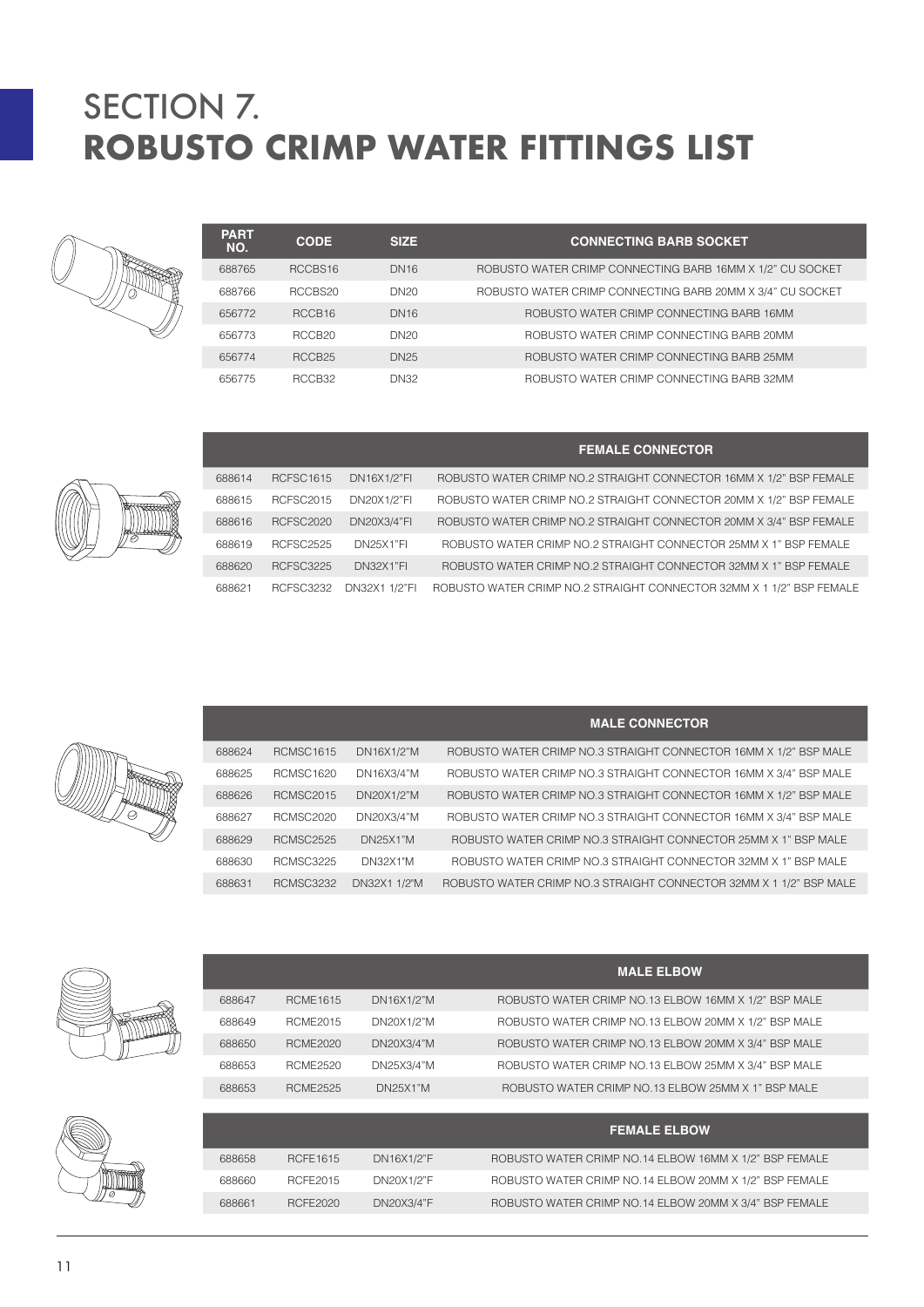# SECTION 7.
# ROBUSTO CRIMP WATER FITTINGS LIST

| PART NO. | CODE | SIZE | CONNECTING BARB SOCKET |
|---|---|---|---|
| 688765 | RCCBS16 | DN16 | ROBUSTO WATER CRIMP CONNECTING BARB 16MM X 1/2" CU SOCKET |
| 688766 | RCCBS20 | DN20 | ROBUSTO WATER CRIMP CONNECTING BARB 20MM X 3/4" CU SOCKET |
| 656772 | RCCB16 | DN16 | ROBUSTO WATER CRIMP CONNECTING BARB 16MM |
| 656773 | RCCB20 | DN20 | ROBUSTO WATER CRIMP CONNECTING BARB 20MM |
| 656774 | RCCB25 | DN25 | ROBUSTO WATER CRIMP CONNECTING BARB 25MM |
| 656775 | RCCB32 | DN32 | ROBUSTO WATER CRIMP CONNECTING BARB 32MM |

| | | | FEMALE CONNECTOR |
|---|---|---|---|
| 688614 | RCFSC1615 | DN16X1/2"FI | ROBUSTO WATER CRIMP NO.2 STRAIGHT CONNECTOR 16MM X 1/2" BSP FEMALE |
| 688615 | RCFSC2015 | DN20X1/2"FI | ROBUSTO WATER CRIMP NO.2 STRAIGHT CONNECTOR 20MM X 1/2" BSP FEMALE |
| 688616 | RCFSC2020 | DN20X3/4"FI | ROBUSTO WATER CRIMP NO.2 STRAIGHT CONNECTOR 20MM X 3/4" BSP FEMALE |
| 688619 | RCFSC2525 | DN25X1"FI | ROBUSTO WATER CRIMP NO.2 STRAIGHT CONNECTOR 25MM X 1" BSP FEMALE |
| 688620 | RCFSC3225 | DN32X1"FI | ROBUSTO WATER CRIMP NO.2 STRAIGHT CONNECTOR 32MM X 1" BSP FEMALE |
| 688621 | RCFSC3232 | DN32X1 1/2"FI | ROBUSTO WATER CRIMP NO.2 STRAIGHT CONNECTOR 32MM X 1 1/2" BSP FEMALE |

| | | | MALE CONNECTOR |
|---|---|---|---|
| 688624 | RCMSC1615 | DN16X1/2"M | ROBUSTO WATER CRIMP NO.3 STRAIGHT CONNECTOR 16MM X 1/2" BSP MALE |
| 688625 | RCMSC1620 | DN16X3/4"M | ROBUSTO WATER CRIMP NO.3 STRAIGHT CONNECTOR 16MM X 3/4" BSP MALE |
| 688626 | RCMSC2015 | DN20X1/2"M | ROBUSTO WATER CRIMP NO.3 STRAIGHT CONNECTOR 16MM X 1/2" BSP MALE |
| 688627 | RCMSC2020 | DN20X3/4"M | ROBUSTO WATER CRIMP NO.3 STRAIGHT CONNECTOR 16MM X 3/4" BSP MALE |
| 688629 | RCMSC2525 | DN25X1"M | ROBUSTO WATER CRIMP NO.3 STRAIGHT CONNECTOR 25MM X 1" BSP MALE |
| 688630 | RCMSC3225 | DN32X1"M | ROBUSTO WATER CRIMP NO.3 STRAIGHT CONNECTOR 32MM X 1" BSP MALE |
| 688631 | RCMSC3232 | DN32X1 1/2"M | ROBUSTO WATER CRIMP NO.3 STRAIGHT CONNECTOR 32MM X 1 1/2" BSP MALE |

| | | | MALE ELBOW |
|---|---|---|---|
| 688647 | RCME1615 | DN16X1/2"M | ROBUSTO WATER CRIMP NO.13 ELBOW 16MM X 1/2" BSP MALE |
| 688649 | RCME2015 | DN20X1/2"M | ROBUSTO WATER CRIMP NO.13 ELBOW 20MM X 1/2" BSP MALE |
| 688650 | RCME2020 | DN20X3/4"M | ROBUSTO WATER CRIMP NO.13 ELBOW 20MM X 3/4" BSP MALE |
| 688653 | RCME2520 | DN25X3/4"M | ROBUSTO WATER CRIMP NO.13 ELBOW 25MM X 3/4" BSP MALE |
| 688653 | RCME2525 | DN25X1"M | ROBUSTO WATER CRIMP NO.13 ELBOW 25MM X 1" BSP MALE |

| | | | FEMALE ELBOW |
|---|---|---|---|
| 688658 | RCFE1615 | DN16X1/2"F | ROBUSTO WATER CRIMP NO.14 ELBOW 16MM X 1/2" BSP FEMALE |
| 688660 | RCFE2015 | DN20X1/2"F | ROBUSTO WATER CRIMP NO.14 ELBOW 20MM X 1/2" BSP FEMALE |
| 688661 | RCFE2020 | DN20X3/4"F | ROBUSTO WATER CRIMP NO.14 ELBOW 20MM X 3/4" BSP FEMALE |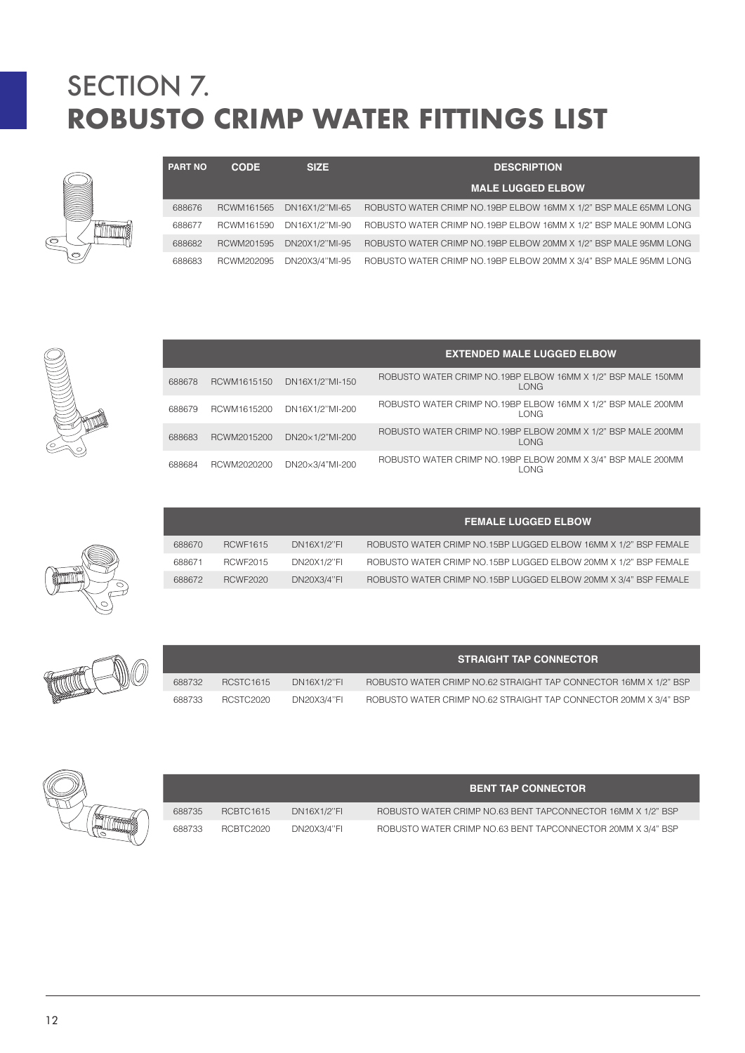# SECTION 7.
# ROBUSTO CRIMP WATER FITTINGS LIST

| PART NO | CODE | SIZE | DESCRIPTION |
|---|---|---|---|
| | | | **MALE LUGGED ELBOW** |
| 688676 | RCWM161565 | DN16X1/2"MI-65 | ROBUSTO WATER CRIMP NO.19BP ELBOW 16MM X 1/2" BSP MALE 65MM LONG |
| 688677 | RCWM161590 | DN16X1/2"MI-90 | ROBUSTO WATER CRIMP NO.19BP ELBOW 16MM X 1/2" BSP MALE 90MM LONG |
| 688682 | RCWM201595 | DN20X1/2"MI-95 | ROBUSTO WATER CRIMP NO.19BP ELBOW 20MM X 1/2" BSP MALE 95MM LONG |
| 688683 | RCWM202095 | DN20X3/4"MI-95 | ROBUSTO WATER CRIMP NO.19BP ELBOW 20MM X 3/4" BSP MALE 95MM LONG |

| | | | **EXTENDED MALE LUGGED ELBOW** |
|---|---|---|---|
| 688678 | RCWM1615150 | DN16X1/2"MI-150 | ROBUSTO WATER CRIMP NO.19BP ELBOW 16MM X 1/2" BSP MALE 150MM LONG |
| 688679 | RCWM1615200 | DN16X1/2"MI-200 | ROBUSTO WATER CRIMP NO.19BP ELBOW 16MM X 1/2" BSP MALE 200MM LONG |
| 688683 | RCWM2015200 | DN20×1/2"MI-200 | ROBUSTO WATER CRIMP NO.19BP ELBOW 20MM X 1/2" BSP MALE 200MM LONG |
| 688684 | RCWM2020200 | DN20×3/4"MI-200 | ROBUSTO WATER CRIMP NO.19BP ELBOW 20MM X 3/4" BSP MALE 200MM LONG |

| | | | **FEMALE LUGGED ELBOW** |
|---|---|---|---|
| 688670 | RCWF1615 | DN16X1/2"FI | ROBUSTO WATER CRIMP NO.15BP LUGGED ELBOW 16MM X 1/2" BSP FEMALE |
| 688671 | RCWF2015 | DN20X1/2"FI | ROBUSTO WATER CRIMP NO.15BP LUGGED ELBOW 20MM X 1/2" BSP FEMALE |
| 688672 | RCWF2020 | DN20X3/4"FI | ROBUSTO WATER CRIMP NO.15BP LUGGED ELBOW 20MM X 3/4" BSP FEMALE |

| | | | **STRAIGHT TAP CONNECTOR** |
|---|---|---|---|
| 688732 | RCSTC1615 | DN16X1/2"FI | ROBUSTO WATER CRIMP NO.62 STRAIGHT TAP CONNECTOR 16MM X 1/2" BSP |
| 688733 | RCSTC2020 | DN20X3/4"FI | ROBUSTO WATER CRIMP NO.62 STRAIGHT TAP CONNECTOR 20MM X 3/4" BSP |

| | | | **BENT TAP CONNECTOR** |
|---|---|---|---|
| 688735 | RCBTC1615 | DN16X1/2"FI | ROBUSTO WATER CRIMP NO.63 BENT TAPCONNECTOR 16MM X 1/2" BSP |
| 688733 | RCBTC2020 | DN20X3/4"FI | ROBUSTO WATER CRIMP NO.63 BENT TAPCONNECTOR 20MM X 3/4" BSP |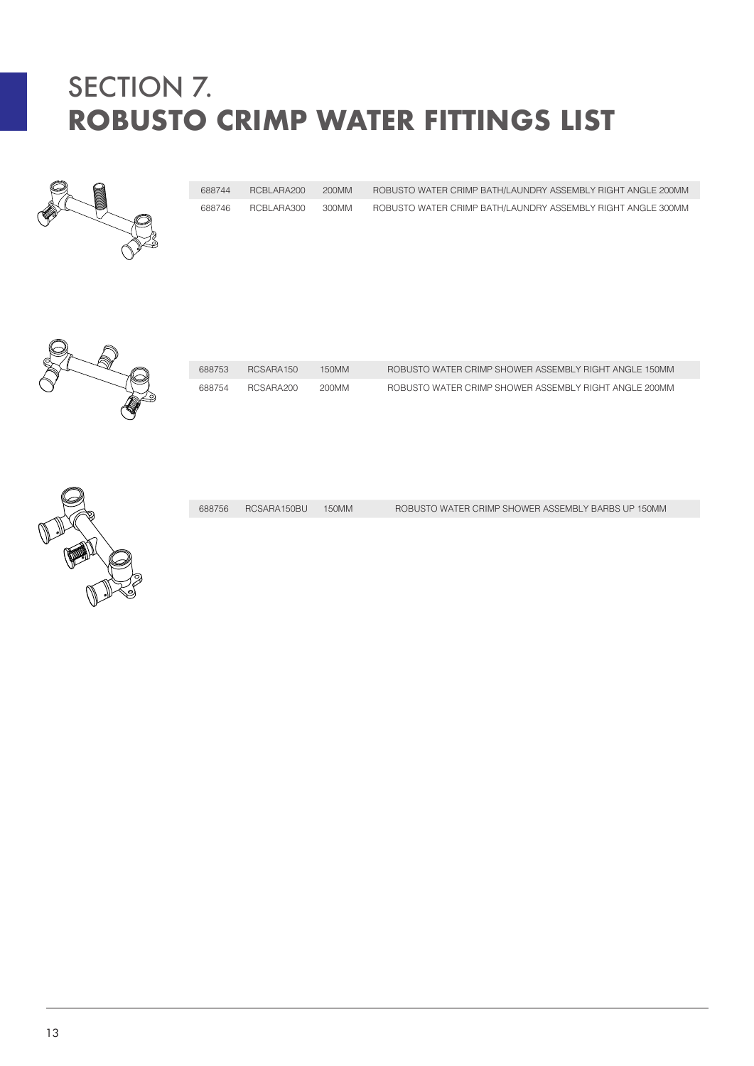# SECTION 7.
# **ROBUSTO CRIMP WATER FITTINGS LIST**

| | | | |
|---|---|---|---|
| 688744 | RCBLARA200 | 200MM | ROBUSTO WATER CRIMP BATH/LAUNDRY ASSEMBLY RIGHT ANGLE 200MM |
| 688746 | RCBLARA300 | 300MM | ROBUSTO WATER CRIMP BATH/LAUNDRY ASSEMBLY RIGHT ANGLE 300MM |

| | | | |
|---|---|---|---|
| 688753 | RCSARA150 | 150MM | ROBUSTO WATER CRIMP SHOWER ASSEMBLY RIGHT ANGLE 150MM |
| 688754 | RCSARA200 | 200MM | ROBUSTO WATER CRIMP SHOWER ASSEMBLY RIGHT ANGLE 200MM |

| | | | |
|---|---|---|---|
| 688756 | RCSARA150BU | 150MM | ROBUSTO WATER CRIMP SHOWER ASSEMBLY BARBS UP 150MM |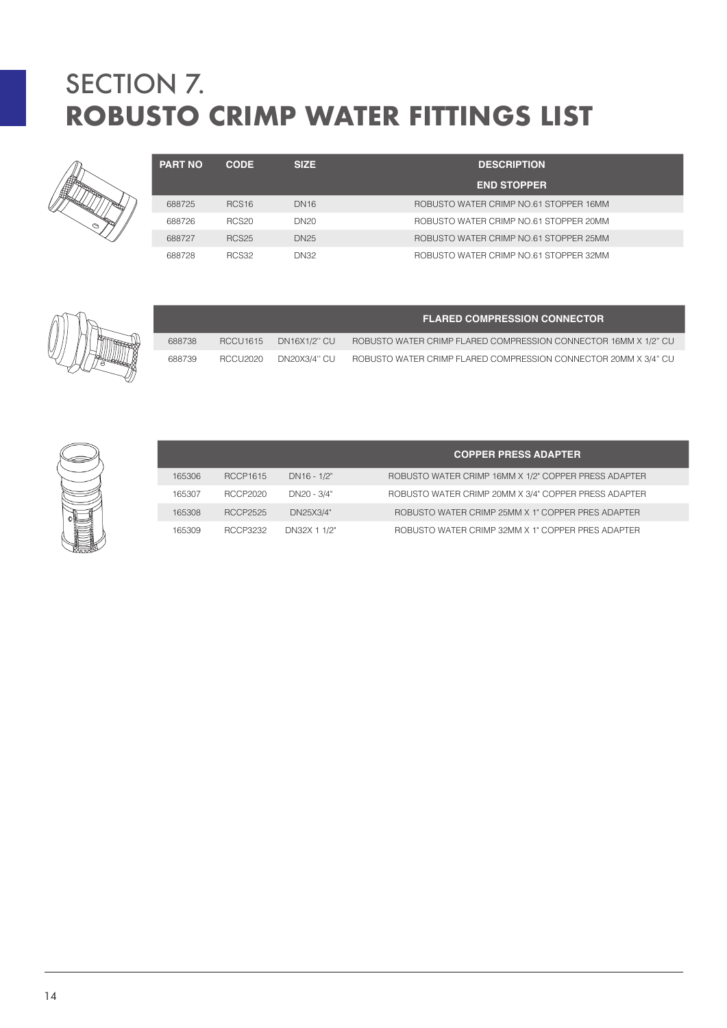# SECTION 7.
# ROBUSTO CRIMP WATER FITTINGS LIST

| PART NO | CODE | SIZE | DESCRIPTION |
|---|---|---|---|
| | | | **END STOPPER** |
| 688725 | RCS16 | DN16 | ROBUSTO WATER CRIMP NO.61 STOPPER 16MM |
| 688726 | RCS20 | DN20 | ROBUSTO WATER CRIMP NO.61 STOPPER 20MM |
| 688727 | RCS25 | DN25 | ROBUSTO WATER CRIMP NO.61 STOPPER 25MM |
| 688728 | RCS32 | DN32 | ROBUSTO WATER CRIMP NO.61 STOPPER 32MM |

| | | | |
|---|---|---|---|
| | | | **FLARED COMPRESSION CONNECTOR** |
| 688738 | RCCU1615 | DN16X1/2'' CU | ROBUSTO WATER CRIMP FLARED COMPRESSION CONNECTOR 16MM X 1/2" CU |
| 688739 | RCCU2020 | DN20X3/4'' CU | ROBUSTO WATER CRIMP FLARED COMPRESSION CONNECTOR 20MM X 3/4" CU |

| | | | |
|---|---|---|---|
| | | | **COPPER PRESS ADAPTER** |
| 165306 | RCCP1615 | DN16 - 1/2" | ROBUSTO WATER CRIMP 16MM X 1/2" COPPER PRESS ADAPTER |
| 165307 | RCCP2020 | DN20 - 3/4" | ROBUSTO WATER CRIMP 20MM X 3/4" COPPER PRESS ADAPTER |
| 165308 | RCCP2525 | DN25X3/4" | ROBUSTO WATER CRIMP 25MM X 1" COPPER PRES ADAPTER |
| 165309 | RCCP3232 | DN32X 1 1/2" | ROBUSTO WATER CRIMP 32MM X 1" COPPER PRES ADAPTER |